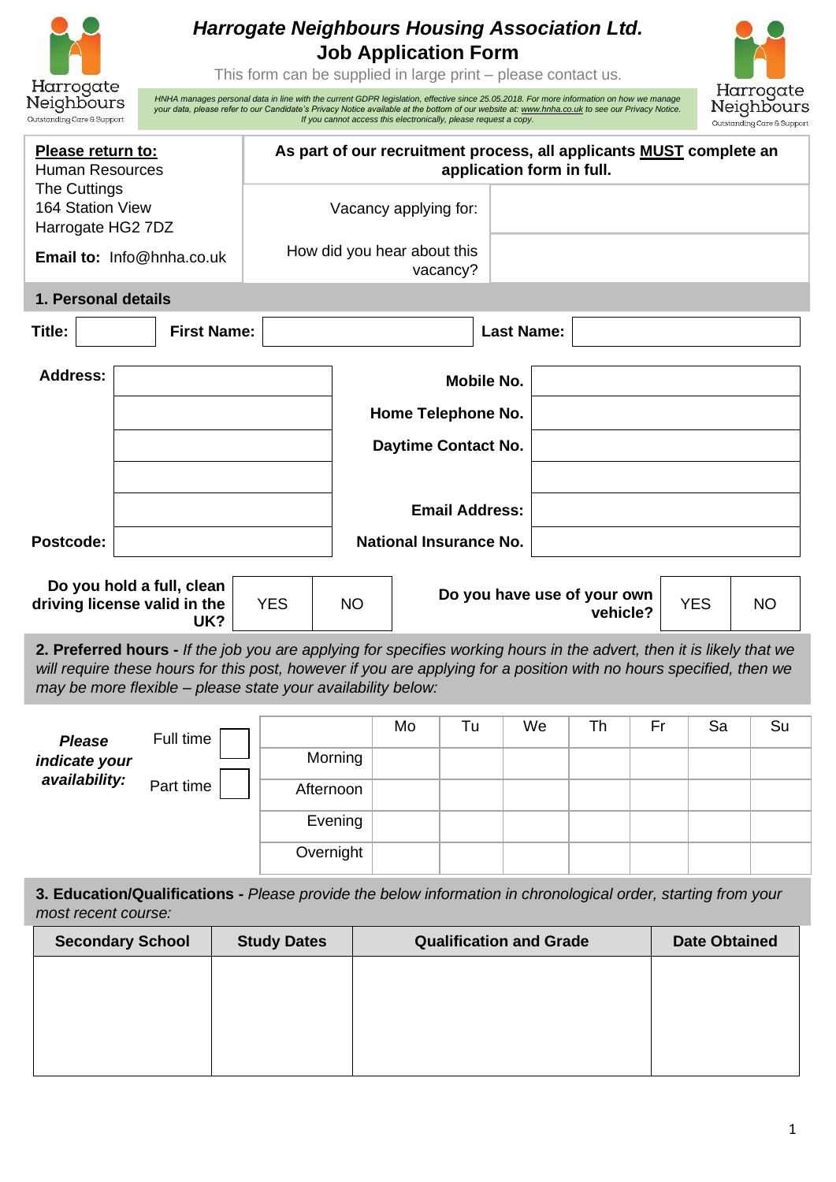# Harrogate Neighbours Housing Association Ltd.

## Job Application Form

This form can be supplied in large print – please contact us.

*HNHA manages personal data in line with the current GDPR legislation, effective since 25.05.2018. For more information on how we manage your data, please refer to our Candidate's Privacy Notice available at the bottom of our website at: www.hnha.co.uk to see our Privacy Notice. If you cannot access this electronically, please request a copy.*

| **Please return to:** Human Resources The Cuttings 164 Station View Harrogate HG2 7DZ **Email to:** Info@hnha.co.uk | **As part of our recruitment process, all applicants MUST complete an application form in full.** | |
|---|---|---|
| | Vacancy applying for: | |
| | How did you hear about this vacancy? | |

## 1. Personal details

| **Title:** | | **First Name:** | | **Last Name:** | |
|---|---|---|---|---|---|

| **Address:** | | **Mobile No.** | |
|---|---|---|---|
| | | **Home Telephone No.** | |
| | | **Daytime Contact No.** | |
| | | | |
| | | **Email Address:** | |
| **Postcode:** | | **National Insurance No.** | |

| **Do you hold a full, clean driving license valid in the UK?** | YES | NO | **Do you have use of your own vehicle?** | YES | NO |
|---|---|---|---|---|---|

## 2. Preferred hours

**2. Preferred hours -** *If the job you are applying for specifies working hours in the advert, then it is likely that we will require these hours for this post, however if you are applying for a position with no hours specified, then we may be more flexible – please state your availability below:*

***Please indicate your availability:***

Full time ☐

Part time ☐

| | Mo | Tu | We | Th | Fr | Sa | Su |
|---|---|---|---|---|---|---|---|
| Morning | | | | | | | |
| Afternoon | | | | | | | |
| Evening | | | | | | | |
| Overnight | | | | | | | |

## 3. Education/Qualifications

**3. Education/Qualifications -** *Please provide the below information in chronological order, starting from your most recent course:*

| Secondary School | Study Dates | Qualification and Grade | Date Obtained |
|---|---|---|---|
| | | | |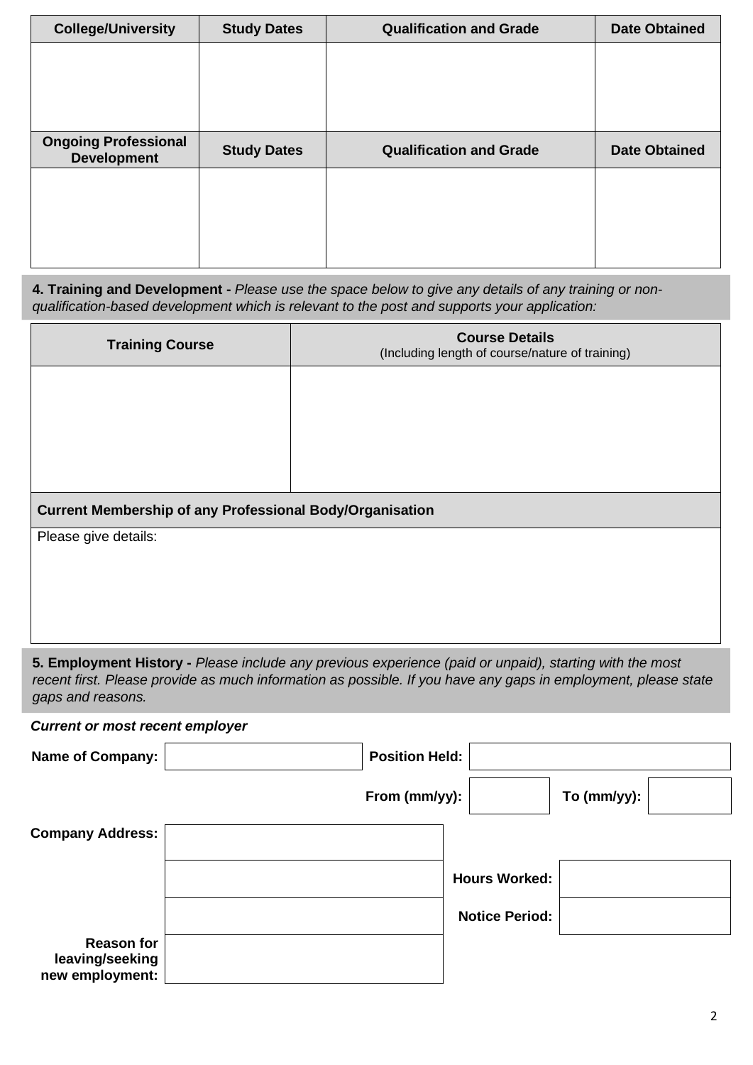| College/University | Study Dates | Qualification and Grade | Date Obtained |
|---|---|---|---|
| | | | |

| Ongoing Professional Development | Study Dates | Qualification and Grade | Date Obtained |
|---|---|---|---|
| | | | |

**4. Training and Development -** *Please use the space below to give any details of any training or non-qualification-based development which is relevant to the post and supports your application:*

| Training Course | Course Details (Including length of course/nature of training) |
|---|---|
| | |

| Current Membership of any Professional Body/Organisation |
|---|
| Please give details: |

**5. Employment History -** *Please include any previous experience (paid or unpaid), starting with the most recent first. Please provide as much information as possible. If you have any gaps in employment, please state gaps and reasons.*

***Current or most recent employer***

| | | | | | |
|---|---|---|---|---|---|
| **Name of Company:** | | **Position Held:** | | | |
| | | **From (mm/yy):** | | **To (mm/yy):** | |
| **Company Address:** | | | | | |
| | | **Hours Worked:** | | | |
| | | **Notice Period:** | | | |
| **Reason for leaving/seeking new employment:** | | | | | |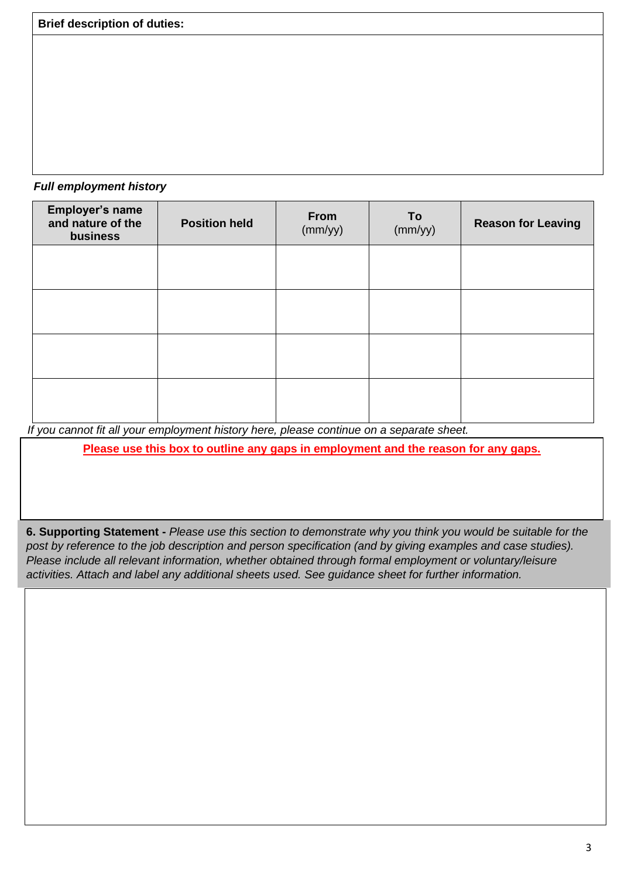**Brief description of duties:**

***Full employment history***

| Employer's name and nature of the business | Position held | From (mm/yy) | To (mm/yy) | Reason for Leaving |
|---|---|---|---|---|
| | | | | |
| | | | | |
| | | | | |
| | | | | |

*If you cannot fit all your employment history here, please continue on a separate sheet.*

**Please use this box to outline any gaps in employment and the reason for any gaps.**

**6. Supporting Statement -** *Please use this section to demonstrate why you think you would be suitable for the post by reference to the job description and person specification (and by giving examples and case studies). Please include all relevant information, whether obtained through formal employment or voluntary/leisure activities. Attach and label any additional sheets used. See guidance sheet for further information.*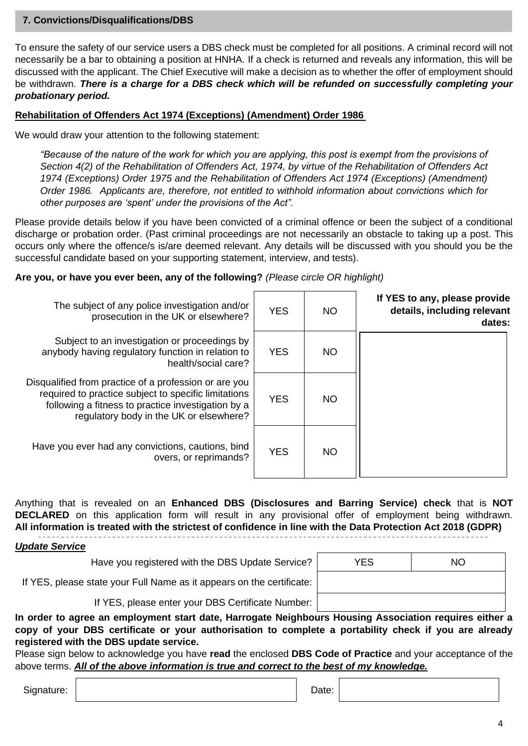## 7. Convictions/Disqualifications/DBS

To ensure the safety of our service users a DBS check must be completed for all positions. A criminal record will not necessarily be a bar to obtaining a position at HNHA. If a check is returned and reveals any information, this will be discussed with the applicant. The Chief Executive will make a decision as to whether the offer of employment should be withdrawn. ***There is a charge for a DBS check which will be refunded on successfully completing your probationary period.***

**Rehabilitation of Offenders Act 1974 (Exceptions) (Amendment) Order 1986**

We would draw your attention to the following statement:

> *"Because of the nature of the work for which you are applying, this post is exempt from the provisions of Section 4(2) of the Rehabilitation of Offenders Act, 1974, by virtue of the Rehabilitation of Offenders Act 1974 (Exceptions) Order 1975 and the Rehabilitation of Offenders Act 1974 (Exceptions) (Amendment) Order 1986. Applicants are, therefore, not entitled to withhold information about convictions which for other purposes are 'spent' under the provisions of the Act".*

Please provide details below if you have been convicted of a criminal offence or been the subject of a conditional discharge or probation order. (Past criminal proceedings are not necessarily an obstacle to taking up a post. This occurs only where the offence/s is/are deemed relevant. Any details will be discussed with you should you be the successful candidate based on your supporting statement, interview, and tests).

**Are you, or have you ever been, any of the following?** *(Please circle OR highlight)*

| | | | **If YES to any, please provide details, including relevant dates:** |
|---|---|---|---|
| The subject of any police investigation and/or prosecution in the UK or elsewhere? | YES | NO | |
| Subject to an investigation or proceedings by anybody having regulatory function in relation to health/social care? | YES | NO | |
| Disqualified from practice of a profession or are you required to practice subject to specific limitations following a fitness to practice investigation by a regulatory body in the UK or elsewhere? | YES | NO | |
| Have you ever had any convictions, cautions, bind overs, or reprimands? | YES | NO | |

Anything that is revealed on an **Enhanced DBS (Disclosures and Barring Service) check** that is **NOT DECLARED** on this application form will result in any provisional offer of employment being withdrawn. **All information is treated with the strictest of confidence in line with the Data Protection Act 2018 (GDPR)**

***Update Service***

| | | |
|---|---|---|
| Have you registered with the DBS Update Service? | YES | NO |
| If YES, please state your Full Name as it appears on the certificate: | | |
| If YES, please enter your DBS Certificate Number: | | |

**In order to agree an employment start date, Harrogate Neighbours Housing Association requires either a copy of your DBS certificate or your authorisation to complete a portability check if you are already registered with the DBS update service.**

Please sign below to acknowledge you have **read** the enclosed **DBS Code of Practice** and your acceptance of the above terms. ***All of the above information is true and correct to the best of my knowledge.***

| Signature: | | Date: | |
|---|---|---|---|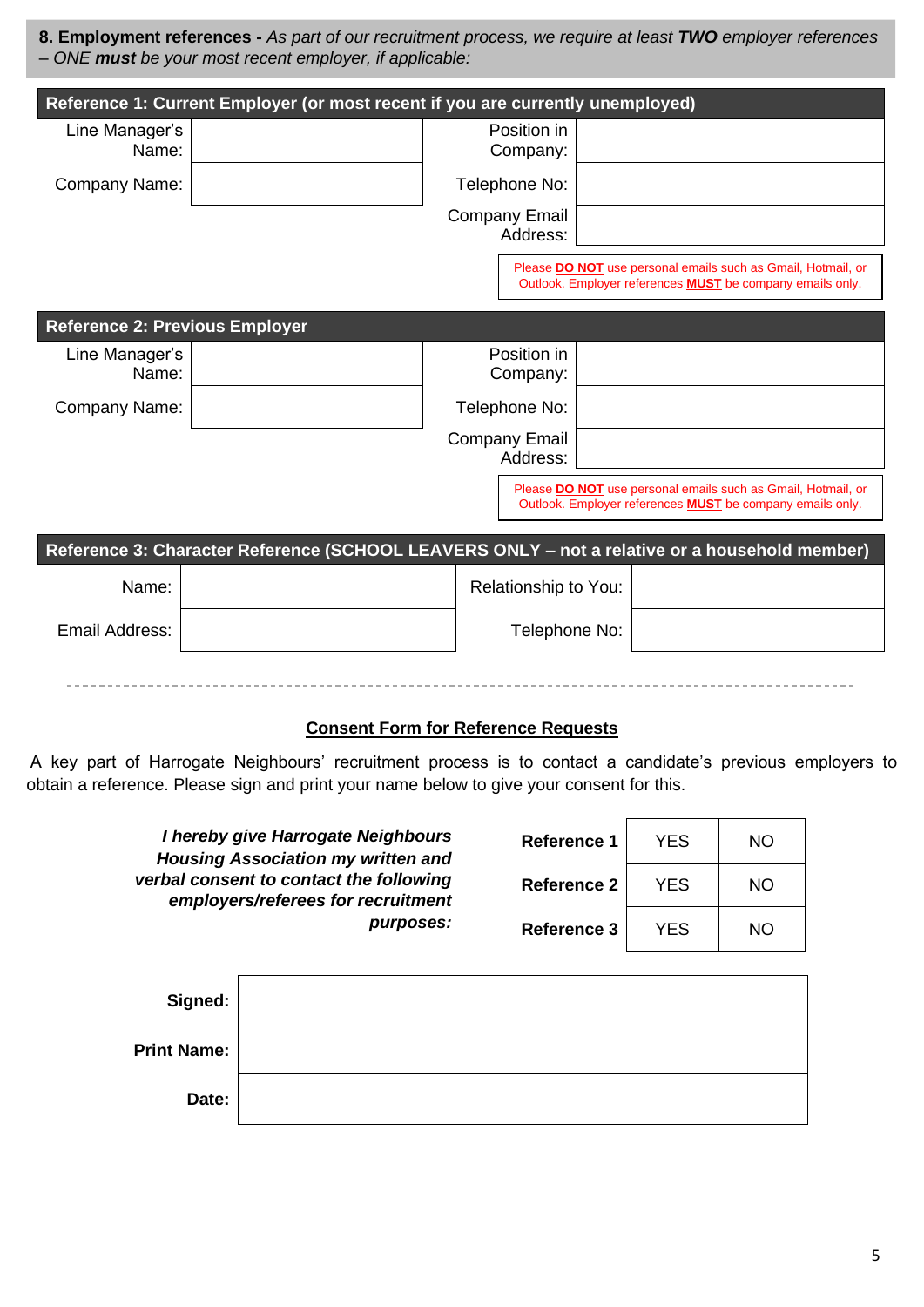**8. Employment references -** *As part of our recruitment process, we require at least* ***TWO*** *employer references – ONE* ***must*** *be your most recent employer, if applicable:*

| **Reference 1: Current Employer (or most recent if you are currently unemployed)** | | | |
|---|---|---|---|
| Line Manager's Name: | | Position in Company: | |
| Company Name: | | Telephone No: | |
| | | Company Email Address: | |

Please **DO NOT** use personal emails such as Gmail, Hotmail, or Outlook. Employer references **MUST** be company emails only.

| **Reference 2: Previous Employer** | | | |
|---|---|---|---|
| Line Manager's Name: | | Position in Company: | |
| Company Name: | | Telephone No: | |
| | | Company Email Address: | |

Please **DO NOT** use personal emails such as Gmail, Hotmail, or Outlook. Employer references **MUST** be company emails only.

| **Reference 3: Character Reference (SCHOOL LEAVERS ONLY – not a relative or a household member)** | | | |
|---|---|---|---|
| Name: | | Relationship to You: | |
| Email Address: | | Telephone No: | |

---

## Consent Form for Reference Requests

A key part of Harrogate Neighbours' recruitment process is to contact a candidate's previous employers to obtain a reference. Please sign and print your name below to give your consent for this.

***I hereby give Harrogate Neighbours Housing Association my written and verbal consent to contact the following employers/referees for recruitment purposes:***

| | | |
|---|---|---|
| **Reference 1** | YES | NO |
| **Reference 2** | YES | NO |
| **Reference 3** | YES | NO |

| | |
|---|---|
| **Signed:** | |
| **Print Name:** | |
| **Date:** | |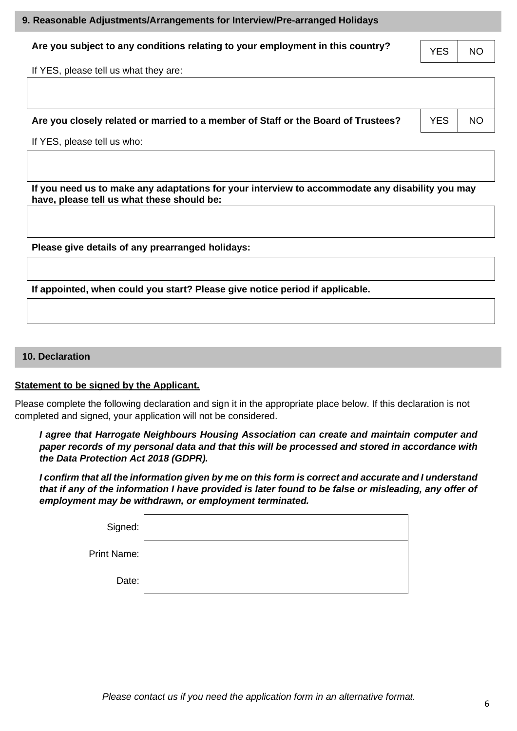## 9. Reasonable Adjustments/Arrangements for Interview/Pre-arranged Holidays

**Are you subject to any conditions relating to your employment in this country?** YES | NO

If YES, please tell us what they are:

**Are you closely related or married to a member of Staff or the Board of Trustees?** YES | NO

If YES, please tell us who:

**If you need us to make any adaptations for your interview to accommodate any disability you may have, please tell us what these should be:**

**Please give details of any prearranged holidays:**

**If appointed, when could you start? Please give notice period if applicable.**

## 10. Declaration

**<u>Statement to be signed by the Applicant.</u>**

Please complete the following declaration and sign it in the appropriate place below. If this declaration is not completed and signed, your application will not be considered.

***I agree that Harrogate Neighbours Housing Association can create and maintain computer and paper records of my personal data and that this will be processed and stored in accordance with the Data Protection Act 2018 (GDPR).***

***I confirm that all the information given by me on this form is correct and accurate and I understand that if any of the information I have provided is later found to be false or misleading, any offer of employment may be withdrawn, or employment terminated.***

| | |
|---|---|
| Signed: | |
| Print Name: | |
| Date: | |

*Please contact us if you need the application form in an alternative format.*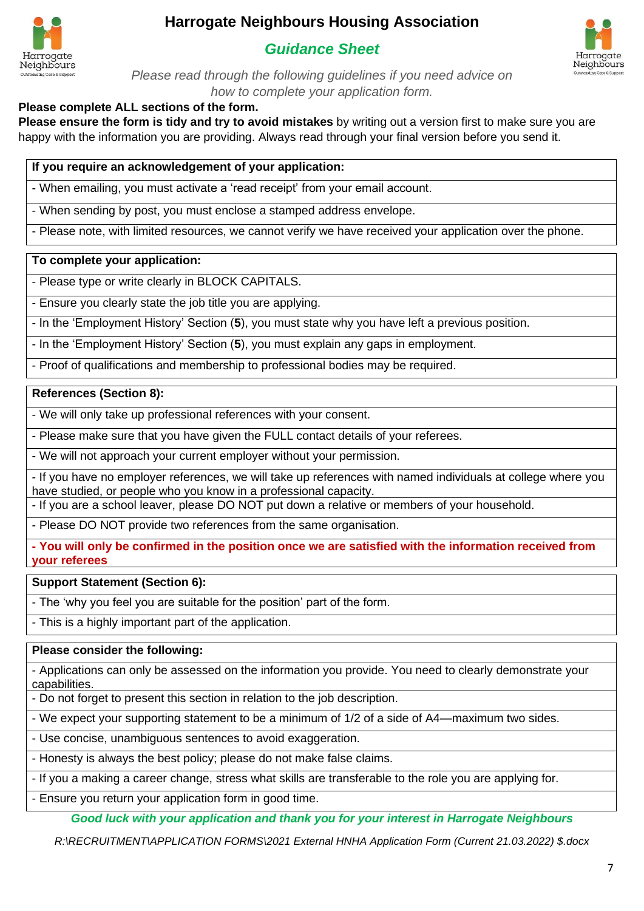# Harrogate Neighbours Housing Association

## *Guidance Sheet*

*Please read through the following guidelines if you need advice on how to complete your application form.*

**Please complete ALL sections of the form.**

**Please ensure the form is tidy and try to avoid mistakes** by writing out a version first to make sure you are happy with the information you are providing. Always read through your final version before you send it.

| **If you require an acknowledgement of your application:** |
|---|
| - When emailing, you must activate a 'read receipt' from your email account. |
| - When sending by post, you must enclose a stamped address envelope. |
| - Please note, with limited resources, we cannot verify we have received your application over the phone. |

| **To complete your application:** |
|---|
| - Please type or write clearly in BLOCK CAPITALS. |
| - Ensure you clearly state the job title you are applying. |
| - In the 'Employment History' Section (**5**), you must state why you have left a previous position. |
| - In the 'Employment History' Section (**5**), you must explain any gaps in employment. |
| - Proof of qualifications and membership to professional bodies may be required. |

| **References (Section 8):** |
|---|
| - We will only take up professional references with your consent. |
| - Please make sure that you have given the FULL contact details of your referees. |
| - We will not approach your current employer without your permission. |
| - If you have no employer references, we will take up references with named individuals at college where you have studied, or people who you know in a professional capacity. |
| - If you are a school leaver, please DO NOT put down a relative or members of your household. |
| - Please DO NOT provide two references from the same organisation. |
| **- You will only be confirmed in the position once we are satisfied with the information received from your referees** |

| **Support Statement (Section 6):** |
|---|
| - The 'why you feel you are suitable for the position' part of the form. |
| - This is a highly important part of the application. |

| **Please consider the following:** |
|---|
| - Applications can only be assessed on the information you provide. You need to clearly demonstrate your capabilities. |
| - Do not forget to present this section in relation to the job description. |
| - We expect your supporting statement to be a minimum of 1/2 of a side of A4—maximum two sides. |
| - Use concise, unambiguous sentences to avoid exaggeration. |
| - Honesty is always the best policy; please do not make false claims. |
| - If you a making a career change, stress what skills are transferable to the role you are applying for. |
| - Ensure you return your application form in good time. |

***Good luck with your application and thank you for your interest in Harrogate Neighbours***

*R:\RECRUITMENT\APPLICATION FORMS\2021 External HNHA Application Form (Current 21.03.2022) $.docx*